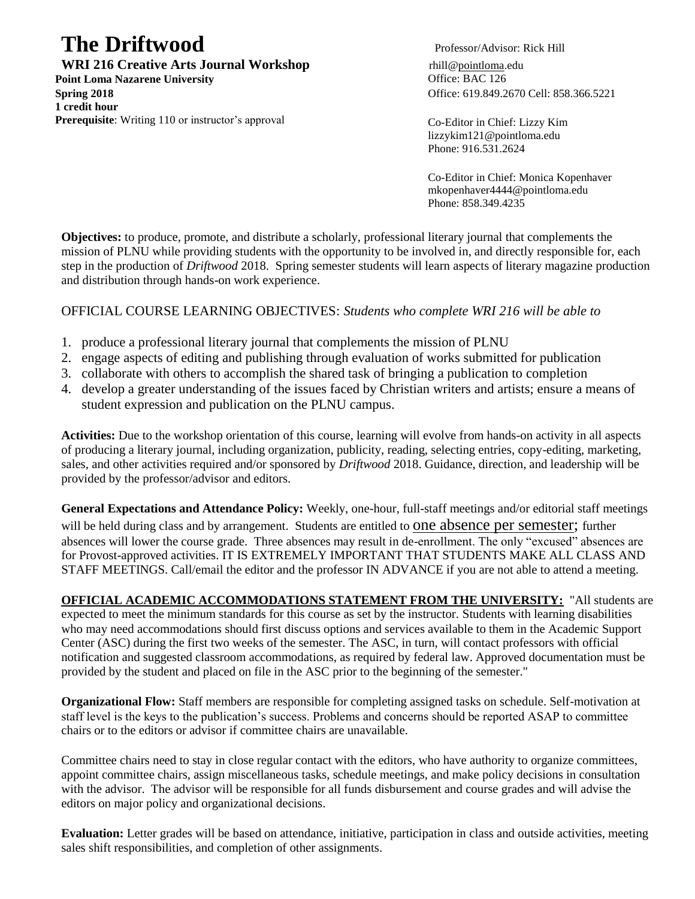# The Driftwood

**WRI 216 Creative Arts Journal Workshop**
**Point Loma Nazarene University**
**Spring 2018**
**1 credit hour**
**Prerequisite**: Writing 110 or instructor's approval

Professor/Advisor: Rick Hill
rhill@pointloma.edu
Office: BAC 126
Office: 619.849.2670 Cell: 858.366.5221

Co-Editor in Chief: Lizzy Kim
lizzykim121@pointloma.edu
Phone: 916.531.2624

Co-Editor in Chief: Monica Kopenhaver
mkopenhaver4444@pointloma.edu
Phone: 858.349.4235

**Objectives:** to produce, promote, and distribute a scholarly, professional literary journal that complements the mission of PLNU while providing students with the opportunity to be involved in, and directly responsible for, each step in the production of *Driftwood* 2018. Spring semester students will learn aspects of literary magazine production and distribution through hands-on work experience.

OFFICIAL COURSE LEARNING OBJECTIVES: *Students who complete WRI 216 will be able to*

1. produce a professional literary journal that complements the mission of PLNU
2. engage aspects of editing and publishing through evaluation of works submitted for publication
3. collaborate with others to accomplish the shared task of bringing a publication to completion
4. develop a greater understanding of the issues faced by Christian writers and artists; ensure a means of student expression and publication on the PLNU campus.

**Activities:** Due to the workshop orientation of this course, learning will evolve from hands-on activity in all aspects of producing a literary journal, including organization, publicity, reading, selecting entries, copy-editing, marketing, sales, and other activities required and/or sponsored by *Driftwood* 2018. Guidance, direction, and leadership will be provided by the professor/advisor and editors.

**General Expectations and Attendance Policy:** Weekly, one-hour, full-staff meetings and/or editorial staff meetings will be held during class and by arrangement. Students are entitled to one absence per semester; further absences will lower the course grade. Three absences may result in de-enrollment. The only "excused" absences are for Provost-approved activities. IT IS EXTREMELY IMPORTANT THAT STUDENTS MAKE ALL CLASS AND STAFF MEETINGS. Call/email the editor and the professor IN ADVANCE if you are not able to attend a meeting.

**OFFICIAL ACADEMIC ACCOMMODATIONS STATEMENT FROM THE UNIVERSITY:** "All students are expected to meet the minimum standards for this course as set by the instructor. Students with learning disabilities who may need accommodations should first discuss options and services available to them in the Academic Support Center (ASC) during the first two weeks of the semester. The ASC, in turn, will contact professors with official notification and suggested classroom accommodations, as required by federal law. Approved documentation must be provided by the student and placed on file in the ASC prior to the beginning of the semester."

**Organizational Flow:** Staff members are responsible for completing assigned tasks on schedule. Self-motivation at staff level is the keys to the publication's success. Problems and concerns should be reported ASAP to committee chairs or to the editors or advisor if committee chairs are unavailable.

Committee chairs need to stay in close regular contact with the editors, who have authority to organize committees, appoint committee chairs, assign miscellaneous tasks, schedule meetings, and make policy decisions in consultation with the advisor. The advisor will be responsible for all funds disbursement and course grades and will advise the editors on major policy and organizational decisions.

**Evaluation:** Letter grades will be based on attendance, initiative, participation in class and outside activities, meeting sales shift responsibilities, and completion of other assignments.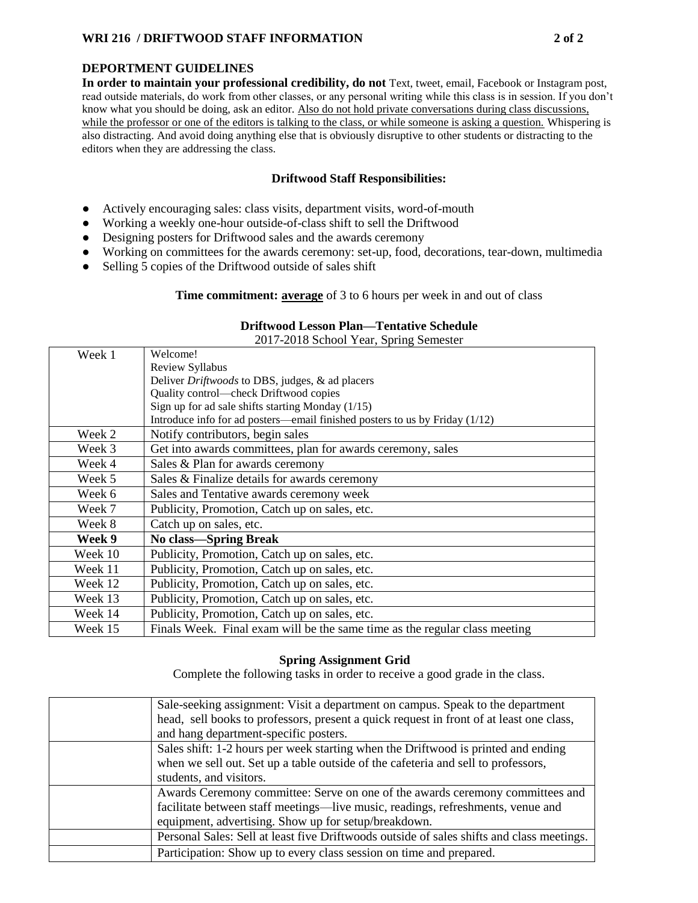## DEPORTMENT GUIDELINES

**In order to maintain your professional credibility, do not** Text, tweet, email, Facebook or Instagram post, read outside materials, do work from other classes, or any personal writing while this class is in session. If you don't know what you should be doing, ask an editor. Also do not hold private conversations during class discussions, while the professor or one of the editors is talking to the class, or while someone is asking a question. Whispering is also distracting. And avoid doing anything else that is obviously disruptive to other students or distracting to the editors when they are addressing the class.

### Driftwood Staff Responsibilities:

- Actively encouraging sales: class visits, department visits, word-of-mouth
- Working a weekly one-hour outside-of-class shift to sell the Driftwood
- Designing posters for Driftwood sales and the awards ceremony
- Working on committees for the awards ceremony: set-up, food, decorations, tear-down, multimedia
- Selling 5 copies of the Driftwood outside of sales shift

**Time commitment: average** of 3 to 6 hours per week in and out of class

### Driftwood Lesson Plan—Tentative Schedule

2017-2018 School Year, Spring Semester

| | |
|---|---|
| Week 1 | Welcome!<br>Review Syllabus<br>Deliver *Driftwoods* to DBS, judges, & ad placers<br>Quality control—check Driftwood copies<br>Sign up for ad sale shifts starting Monday (1/15)<br>Introduce info for ad posters—email finished posters to us by Friday (1/12) |
| Week 2 | Notify contributors, begin sales |
| Week 3 | Get into awards committees, plan for awards ceremony, sales |
| Week 4 | Sales & Plan for awards ceremony |
| Week 5 | Sales & Finalize details for awards ceremony |
| Week 6 | Sales and Tentative awards ceremony week |
| Week 7 | Publicity, Promotion, Catch up on sales, etc. |
| Week 8 | Catch up on sales, etc. |
| **Week 9** | **No class—Spring Break** |
| Week 10 | Publicity, Promotion, Catch up on sales, etc. |
| Week 11 | Publicity, Promotion, Catch up on sales, etc. |
| Week 12 | Publicity, Promotion, Catch up on sales, etc. |
| Week 13 | Publicity, Promotion, Catch up on sales, etc. |
| Week 14 | Publicity, Promotion, Catch up on sales, etc. |
| Week 15 | Finals Week. Final exam will be the same time as the regular class meeting |

### Spring Assignment Grid

Complete the following tasks in order to receive a good grade in the class.

| | |
|---|---|
| | Sale-seeking assignment: Visit a department on campus. Speak to the department head, sell books to professors, present a quick request in front of at least one class, and hang department-specific posters. |
| | Sales shift: 1-2 hours per week starting when the Driftwood is printed and ending when we sell out. Set up a table outside of the cafeteria and sell to professors, students, and visitors. |
| | Awards Ceremony committee: Serve on one of the awards ceremony committees and facilitate between staff meetings—live music, readings, refreshments, venue and equipment, advertising. Show up for setup/breakdown. |
| | Personal Sales: Sell at least five Driftwoods outside of sales shifts and class meetings. |
| | Participation: Show up to every class session on time and prepared. |